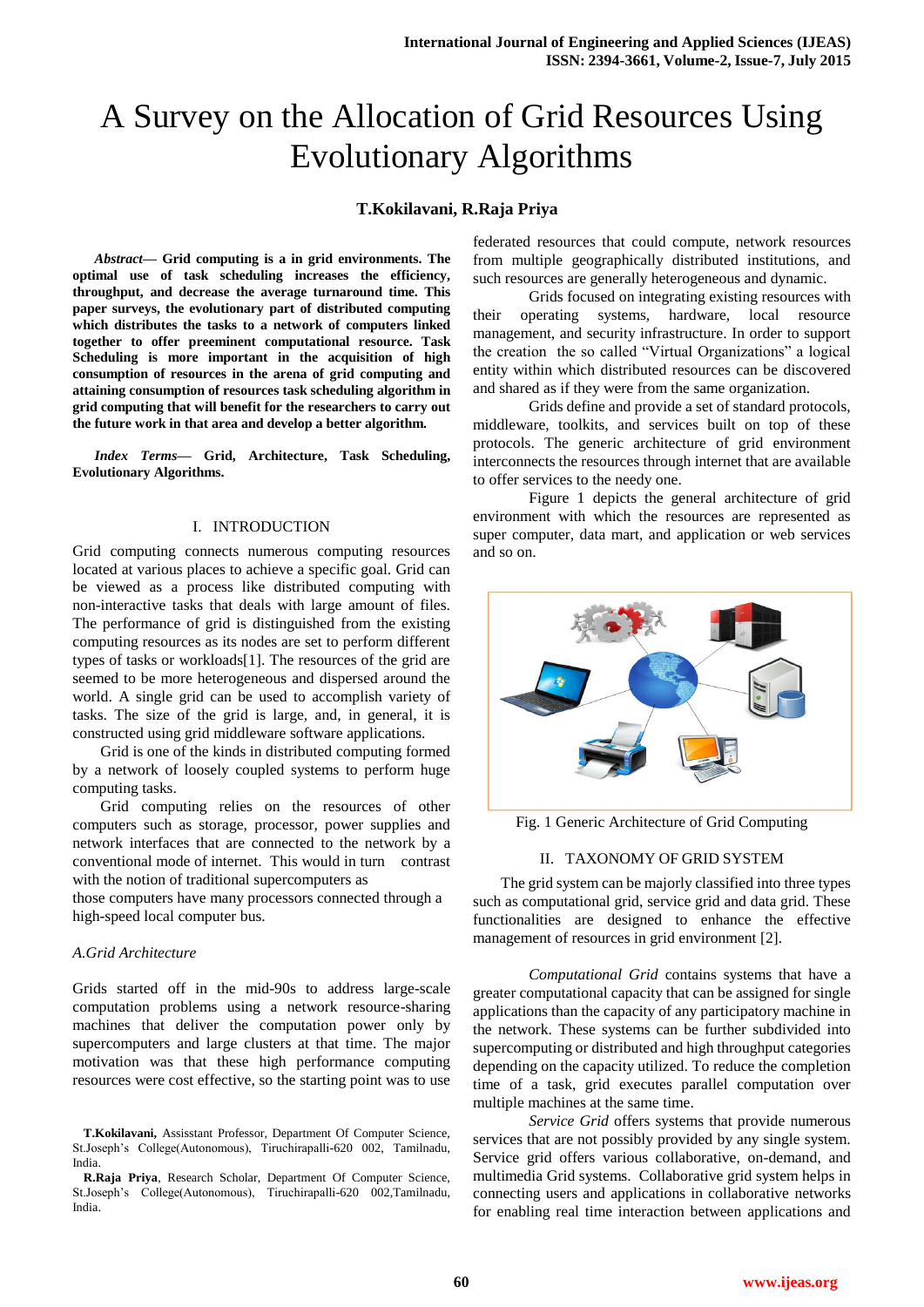# A Survey on the Allocation of Grid Resources Using Evolutionary Algorithms

**T.Kokilavani, R.Raja Priya**

***Abstract*— Grid computing is a in grid environments. The optimal use of task scheduling increases the efficiency, throughput, and decrease the average turnaround time. This paper surveys, the evolutionary part of distributed computing which distributes the tasks to a network of computers linked together to offer preeminent computational resource. Task Scheduling is more important in the acquisition of high consumption of resources in the arena of grid computing and attaining consumption of resources task scheduling algorithm in grid computing that will benefit for the researchers to carry out the future work in that area and develop a better algorithm.**

***Index Terms*— Grid, Architecture, Task Scheduling, Evolutionary Algorithms.**

## I. INTRODUCTION

Grid computing connects numerous computing resources located at various places to achieve a specific goal. Grid can be viewed as a process like distributed computing with non-interactive tasks that deals with large amount of files. The performance of grid is distinguished from the existing computing resources as its nodes are set to perform different types of tasks or workloads[1]. The resources of the grid are seemed to be more heterogeneous and dispersed around the world. A single grid can be used to accomplish variety of tasks. The size of the grid is large, and, in general, it is constructed using grid middleware software applications.

Grid is one of the kinds in distributed computing formed by a network of loosely coupled systems to perform huge computing tasks.

Grid computing relies on the resources of other computers such as storage, processor, power supplies and network interfaces that are connected to the network by a conventional mode of internet. This would in turn contrast with the notion of traditional supercomputers as those computers have many processors connected through a high-speed local computer bus.

### *A.Grid Architecture*

Grids started off in the mid-90s to address large-scale computation problems using a network resource-sharing machines that deliver the computation power only by supercomputers and large clusters at that time. The major motivation was that these high performance computing resources were cost effective, so the starting point was to use federated resources that could compute, network resources from multiple geographically distributed institutions, and such resources are generally heterogeneous and dynamic.

Grids focused on integrating existing resources with their operating systems, hardware, local resource management, and security infrastructure. In order to support the creation the so called "Virtual Organizations" a logical entity within which distributed resources can be discovered and shared as if they were from the same organization.

Grids define and provide a set of standard protocols, middleware, toolkits, and services built on top of these protocols. The generic architecture of grid environment interconnects the resources through internet that are available to offer services to the needy one.

Figure 1 depicts the general architecture of grid environment with which the resources are represented as super computer, data mart, and application or web services and so on.

Fig. 1 Generic Architecture of Grid Computing

## II. TAXONOMY OF GRID SYSTEM

The grid system can be majorly classified into three types such as computational grid, service grid and data grid. These functionalities are designed to enhance the effective management of resources in grid environment [2].

*Computational Grid* contains systems that have a greater computational capacity that can be assigned for single applications than the capacity of any participatory machine in the network. These systems can be further subdivided into supercomputing or distributed and high throughput categories depending on the capacity utilized. To reduce the completion time of a task, grid executes parallel computation over multiple machines at the same time.

*Service Grid* offers systems that provide numerous services that are not possibly provided by any single system. Service grid offers various collaborative, on-demand, and multimedia Grid systems. Collaborative grid system helps in connecting users and applications in collaborative networks for enabling real time interaction between applications and

**T.Kokilavani,** Assisstant Professor, Department Of Computer Science, St.Joseph's College(Autonomous), Tiruchirapalli-620 002, Tamilnadu, India.

**R.Raja Priya**, Research Scholar, Department Of Computer Science, St.Joseph's College(Autonomous), Tiruchirapalli-620 002,Tamilnadu, India.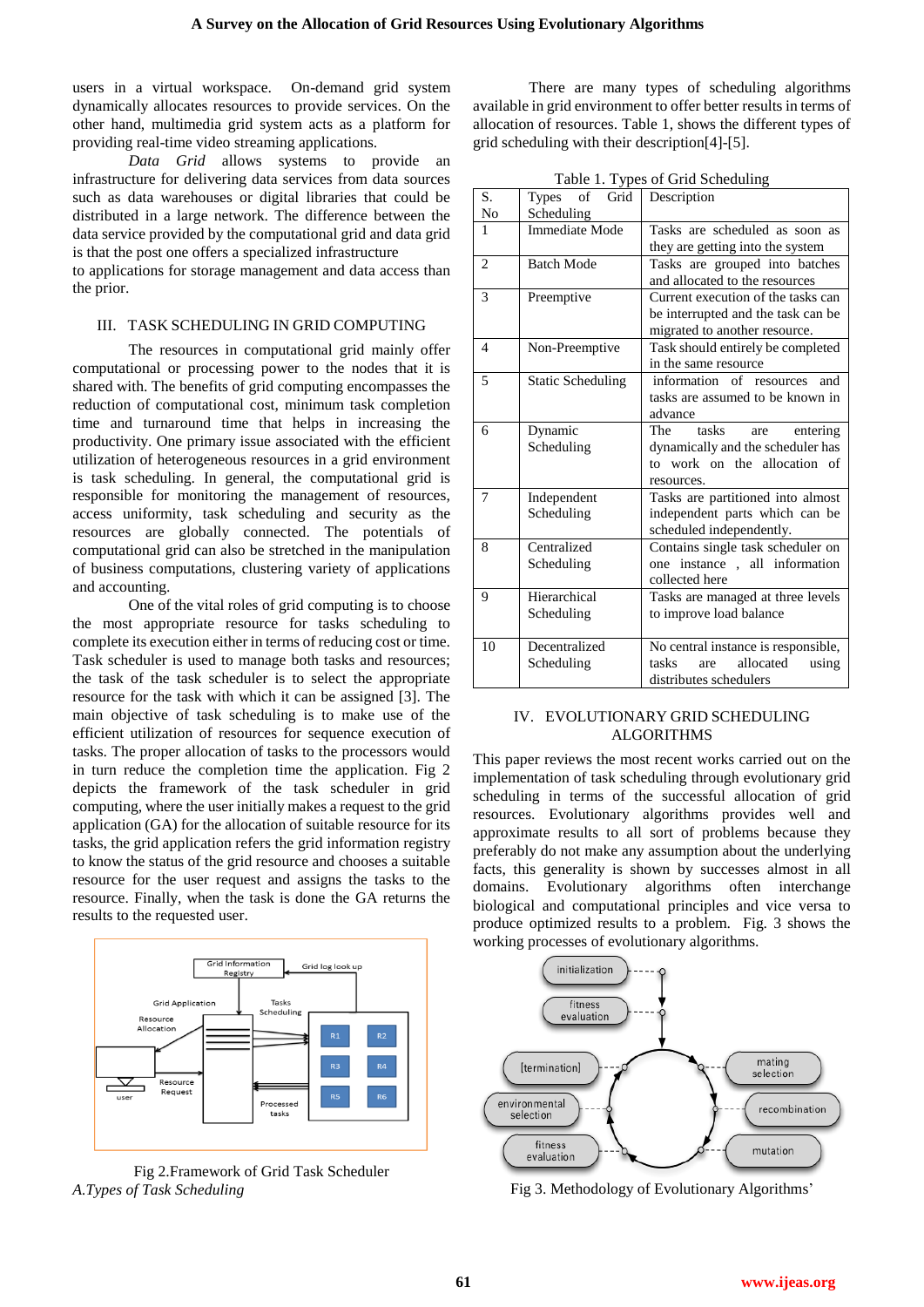users in a virtual workspace. On-demand grid system dynamically allocates resources to provide services. On the other hand, multimedia grid system acts as a platform for providing real-time video streaming applications.

*Data Grid* allows systems to provide an infrastructure for delivering data services from data sources such as data warehouses or digital libraries that could be distributed in a large network. The difference between the data service provided by the computational grid and data grid is that the post one offers a specialized infrastructure to applications for storage management and data access than the prior.

## III. TASK SCHEDULING IN GRID COMPUTING

The resources in computational grid mainly offer computational or processing power to the nodes that it is shared with. The benefits of grid computing encompasses the reduction of computational cost, minimum task completion time and turnaround time that helps in increasing the productivity. One primary issue associated with the efficient utilization of heterogeneous resources in a grid environment is task scheduling. In general, the computational grid is responsible for monitoring the management of resources, access uniformity, task scheduling and security as the resources are globally connected. The potentials of computational grid can also be stretched in the manipulation of business computations, clustering variety of applications and accounting.

One of the vital roles of grid computing is to choose the most appropriate resource for tasks scheduling to complete its execution either in terms of reducing cost or time. Task scheduler is used to manage both tasks and resources; the task of the task scheduler is to select the appropriate resource for the task with which it can be assigned [3]. The main objective of task scheduling is to make use of the efficient utilization of resources for sequence execution of tasks. The proper allocation of tasks to the processors would in turn reduce the completion time the application. Fig 2 depicts the framework of the task scheduler in grid computing, where the user initially makes a request to the grid application (GA) for the allocation of suitable resource for its tasks, the grid application refers the grid information registry to know the status of the grid resource and chooses a suitable resource for the user request and assigns the tasks to the resource. Finally, when the task is done the GA returns the results to the requested user.

Fig 2.Framework of Grid Task Scheduler

### *A.Types of Task Scheduling*

There are many types of scheduling algorithms available in grid environment to offer better results in terms of allocation of resources. Table 1, shows the different types of grid scheduling with their description[4]-[5].

Table 1. Types of Grid Scheduling

| S. No | Types of Grid Scheduling | Description |
|---|---|---|
| 1 | Immediate Mode | Tasks are scheduled as soon as they are getting into the system |
| 2 | Batch Mode | Tasks are grouped into batches and allocated to the resources |
| 3 | Preemptive | Current execution of the tasks can be interrupted and the task can be migrated to another resource. |
| 4 | Non-Preemptive | Task should entirely be completed in the same resource |
| 5 | Static Scheduling | information of resources and tasks are assumed to be known in advance |
| 6 | Dynamic Scheduling | The tasks are entering dynamically and the scheduler has to work on the allocation of resources. |
| 7 | Independent Scheduling | Tasks are partitioned into almost independent parts which can be scheduled independently. |
| 8 | Centralized Scheduling | Contains single task scheduler on one instance , all information collected here |
| 9 | Hierarchical Scheduling | Tasks are managed at three levels to improve load balance |
| 10 | Decentralized Scheduling | No central instance is responsible, tasks are allocated using distributes schedulers |

## IV. EVOLUTIONARY GRID SCHEDULING ALGORITHMS

This paper reviews the most recent works carried out on the implementation of task scheduling through evolutionary grid scheduling in terms of the successful allocation of grid resources. Evolutionary algorithms provides well and approximate results to all sort of problems because they preferably do not make any assumption about the underlying facts, this generality is shown by successes almost in all domains. Evolutionary algorithms often interchange biological and computational principles and vice versa to produce optimized results to a problem. Fig. 3 shows the working processes of evolutionary algorithms.

Fig 3. Methodology of Evolutionary Algorithms'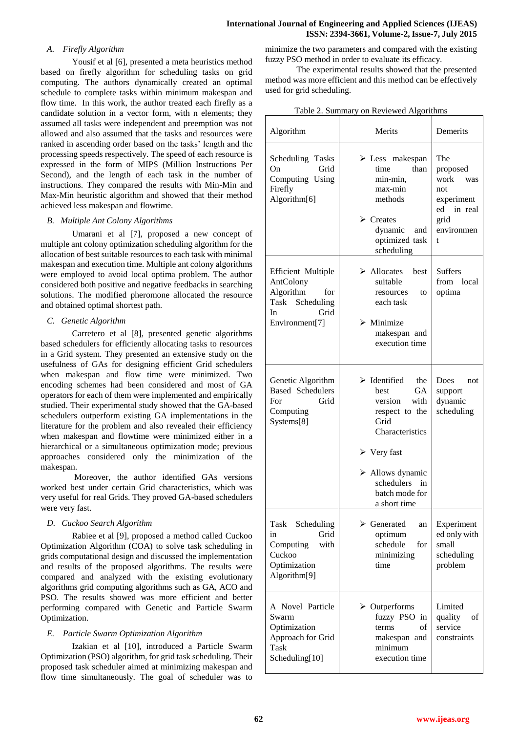### A. Firefly Algorithm

Yousif et al [6], presented a meta heuristics method based on firefly algorithm for scheduling tasks on grid computing. The authors dynamically created an optimal schedule to complete tasks within minimum makespan and flow time. In this work, the author treated each firefly as a candidate solution in a vector form, with n elements; they assumed all tasks were independent and preemption was not allowed and also assumed that the tasks and resources were ranked in ascending order based on the tasks' length and the processing speeds respectively. The speed of each resource is expressed in the form of MIPS (Million Instructions Per Second), and the length of each task in the number of instructions. They compared the results with Min-Min and Max-Min heuristic algorithm and showed that their method achieved less makespan and flowtime.

### B. Multiple Ant Colony Algorithms

Umarani et al [7], proposed a new concept of multiple ant colony optimization scheduling algorithm for the allocation of best suitable resources to each task with minimal makespan and execution time. Multiple ant colony algorithms were employed to avoid local optima problem. The author considered both positive and negative feedbacks in searching solutions. The modified pheromone allocated the resource and obtained optimal shortest path.

### C. Genetic Algorithm

Carretero et al [8], presented genetic algorithms based schedulers for efficiently allocating tasks to resources in a Grid system. They presented an extensive study on the usefulness of GAs for designing efficient Grid schedulers when makespan and flow time were minimized. Two encoding schemes had been considered and most of GA operators for each of them were implemented and empirically studied. Their experimental study showed that the GA-based schedulers outperform existing GA implementations in the literature for the problem and also revealed their efficiency when makespan and flowtime were minimized either in a hierarchical or a simultaneous optimization mode; previous approaches considered only the minimization of the makespan.

Moreover, the author identified GAs versions worked best under certain Grid characteristics, which was very useful for real Grids. They proved GA-based schedulers were very fast.

### D. Cuckoo Search Algorithm

Rabiee et al [9], proposed a method called Cuckoo Optimization Algorithm (COA) to solve task scheduling in grids computational design and discussed the implementation and results of the proposed algorithms. The results were compared and analyzed with the existing evolutionary algorithms grid computing algorithms such as GA, ACO and PSO. The results showed was more efficient and better performing compared with Genetic and Particle Swarm Optimization.

### E. Particle Swarm Optimization Algorithm

Izakian et al [10], introduced a Particle Swarm Optimization (PSO) algorithm, for grid task scheduling. Their proposed task scheduler aimed at minimizing makespan and flow time simultaneously. The goal of scheduler was to minimize the two parameters and compared with the existing fuzzy PSO method in order to evaluate its efficacy.

The experimental results showed that the presented method was more efficient and this method can be effectively used for grid scheduling.

Table 2. Summary on Reviewed Algorithms

| Algorithm | Merits | Demerits |
|---|---|---|
| Scheduling Tasks On Grid Computing Using Firefly Algorithm[6] | ➢ Less makespan time than min-min, max-min methods<br>➢ Creates dynamic and optimized task scheduling | The proposed work was not experimented in real grid environment |
| Efficient Multiple AntColony Algorithm for Task Scheduling In Grid Environment[7] | ➢ Allocates best suitable resources to each task<br>➢ Minimize makespan and execution time | Suffers from local optima |
| Genetic Algorithm Based Schedulers For Grid Computing Systems[8] | ➢ Identified the best GA version with respect to the Grid Characteristics<br>➢ Very fast<br>➢ Allows dynamic schedulers in batch mode for a short time | Does not support dynamic scheduling |
| Task Scheduling in Grid Computing with Cuckoo Optimization Algorithm[9] | ➢ Generated an optimum schedule for minimizing time | Experimented only with small scheduling problem |
| A Novel Particle Swarm Optimization Approach for Grid Task Scheduling[10] | ➢ Outperforms fuzzy PSO in terms of makespan and minimum execution time | Limited quality of service constraints |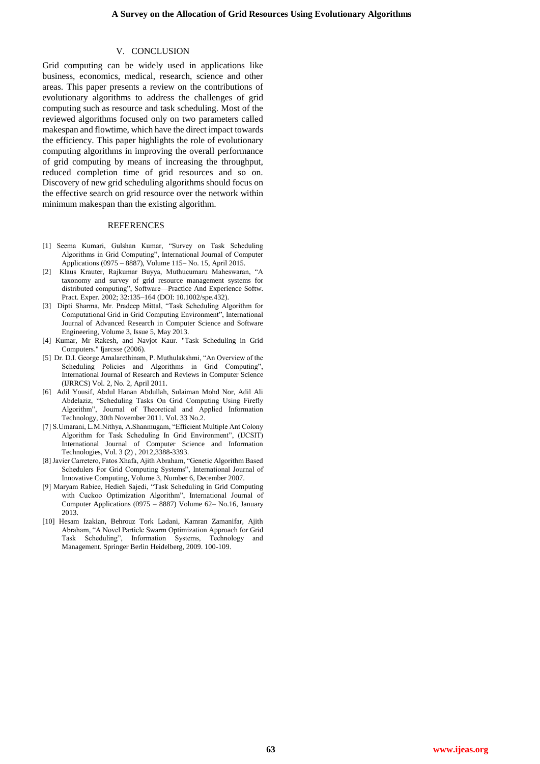## V. CONCLUSION

Grid computing can be widely used in applications like business, economics, medical, research, science and other areas. This paper presents a review on the contributions of evolutionary algorithms to address the challenges of grid computing such as resource and task scheduling. Most of the reviewed algorithms focused only on two parameters called makespan and flowtime, which have the direct impact towards the efficiency. This paper highlights the role of evolutionary computing algorithms in improving the overall performance of grid computing by means of increasing the throughput, reduced completion time of grid resources and so on. Discovery of new grid scheduling algorithms should focus on the effective search on grid resource over the network within minimum makespan than the existing algorithm.

## REFERENCES

[1] Seema Kumari, Gulshan Kumar, "Survey on Task Scheduling Algorithms in Grid Computing", International Journal of Computer Applications (0975 – 8887), Volume 115– No. 15, April 2015.

[2] Klaus Krauter, Rajkumar Buyya, Muthucumaru Maheswaran, "A taxonomy and survey of grid resource management systems for distributed computing", Software—Practice And Experience Softw. Pract. Exper. 2002; 32:135–164 (DOI: 10.1002/spe.432).

[3] Dipti Sharma, Mr. Pradeep Mittal, "Task Scheduling Algorithm for Computational Grid in Grid Computing Environment", International Journal of Advanced Research in Computer Science and Software Engineering, Volume 3, Issue 5, May 2013.

[4] Kumar, Mr Rakesh, and Navjot Kaur. "Task Scheduling in Grid Computers." Ijarcsse (2006).

[5] Dr. D.I. George Amalarethinam, P. Muthulakshmi, "An Overview of the Scheduling Policies and Algorithms in Grid Computing", International Journal of Research and Reviews in Computer Science (IJRRCS) Vol. 2, No. 2, April 2011.

[6] Adil Yousif, Abdul Hanan Abdullah, Sulaiman Mohd Nor, Adil Ali Abdelaziz, "Scheduling Tasks On Grid Computing Using Firefly Algorithm", Journal of Theoretical and Applied Information Technology, 30th November 2011. Vol. 33 No.2.

[7] S.Umarani, L.M.Nithya, A.Shanmugam, "Efficient Multiple Ant Colony Algorithm for Task Scheduling In Grid Environment", (IJCSIT) International Journal of Computer Science and Information Technologies, Vol. 3 (2) , 2012,3388-3393.

[8] Javier Carretero, Fatos Xhafa, Ajith Abraham, "Genetic Algorithm Based Schedulers For Grid Computing Systems", International Journal of Innovative Computing, Volume 3, Number 6, December 2007.

[9] Maryam Rabiee, Hedieh Sajedi, "Task Scheduling in Grid Computing with Cuckoo Optimization Algorithm", International Journal of Computer Applications (0975 – 8887) Volume 62– No.16, January 2013.

[10] Hesam Izakian, Behrouz Tork Ladani, Kamran Zamanifar, Ajith Abraham, "A Novel Particle Swarm Optimization Approach for Grid Task Scheduling", Information Systems, Technology and Management. Springer Berlin Heidelberg, 2009. 100-109.